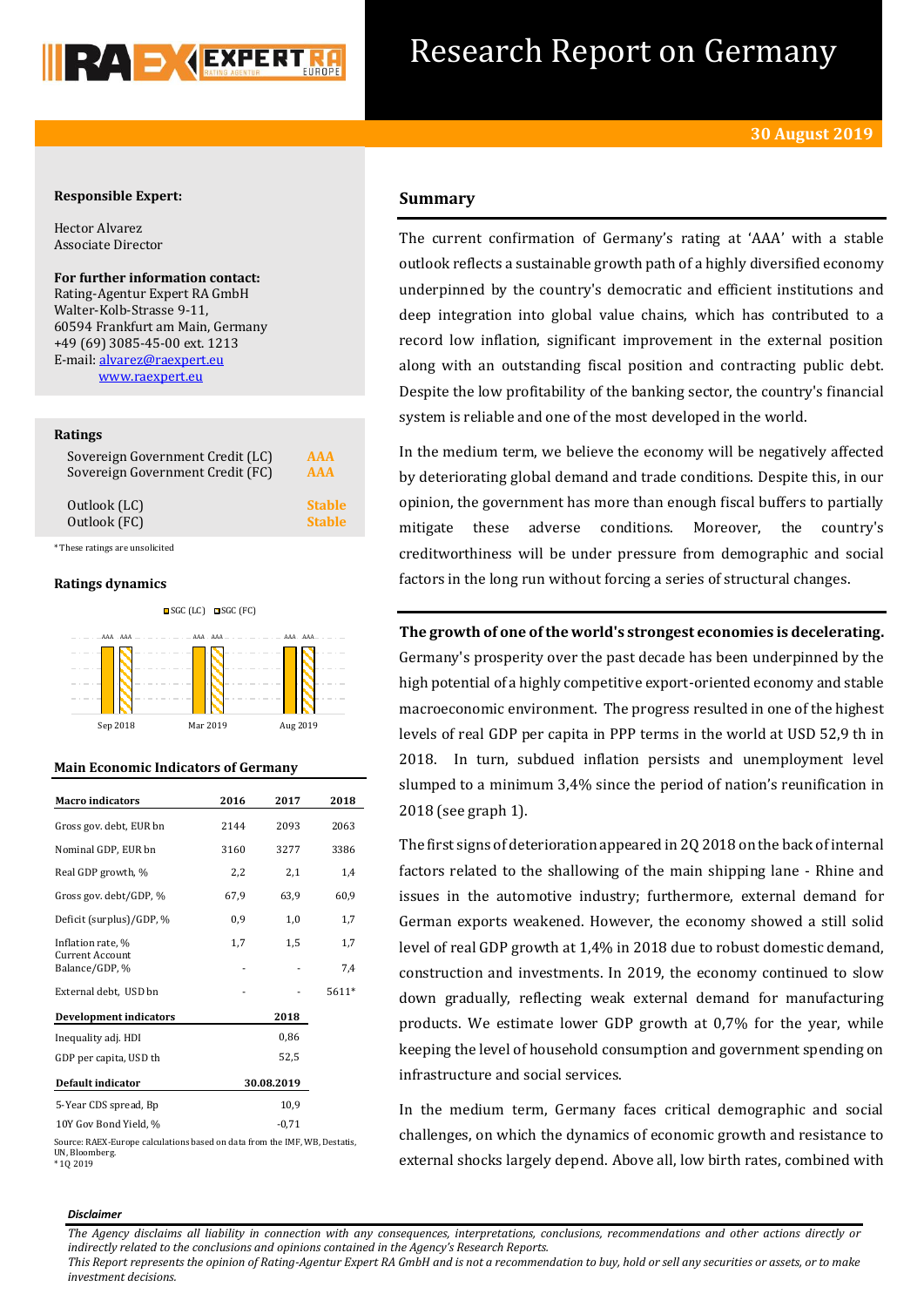# Research Report on Germany

**30 August 2019**

**Responsible Expert:**

Hector Alvarez
Associate Director

**For further information contact:**
Rating-Agentur Expert RA GmbH
Walter-Kolb-Strasse 9-11,
60594 Frankfurt am Main, Germany
+49 (69) 3085-45-00 ext. 1213
E-mail: alvarez@raexpert.eu
www.raexpert.eu

**Ratings**

| | |
|---|---|
| Sovereign Government Credit (LC) | AAA |
| Sovereign Government Credit (FC) | AAA |
| Outlook (LC) | Stable |
| Outlook (FC) | Stable |

*These ratings are unsolicited

**Ratings dynamics**

SGC (LC) / SGC (FC): Sep 2018 AAA AAA; Mar 2019 AAA AAA; Aug 2019 AAA AAA

**Main Economic Indicators of Germany**

| Macro indicators | 2016 | 2017 | 2018 |
|---|---|---|---|
| Gross gov. debt, EUR bn | 2144 | 2093 | 2063 |
| Nominal GDP, EUR bn | 3160 | 3277 | 3386 |
| Real GDP growth, % | 2,2 | 2,1 | 1,4 |
| Gross gov. debt/GDP, % | 67,9 | 63,9 | 60,9 |
| Deficit (surplus)/GDP, % | 0,9 | 1,0 | 1,7 |
| Inflation rate, % | 1,7 | 1,5 | 1,7 |
| Current Account Balance/GDP, % | - | - | 7,4 |
| External debt, USD bn | - | - | 5611* |
| **Development indicators** | | **2018** | |
| Inequality adj. HDI | | 0,86 | |
| GDP per capita, USD th | | 52,5 | |
| **Default indicator** | | **30.08.2019** | |
| 5-Year CDS spread, Bp | | 10,9 | |
| 10Y Gov Bond Yield, % | | -0,71 | |

Source: RAEX-Europe calculations based on data from the IMF, WB, Destatis, UN, Bloomberg.
*1Q 2019

## Summary

The current confirmation of Germany's rating at 'AAA' with a stable outlook reflects a sustainable growth path of a highly diversified economy underpinned by the country's democratic and efficient institutions and deep integration into global value chains, which has contributed to a record low inflation, significant improvement in the external position along with an outstanding fiscal position and contracting public debt. Despite the low profitability of the banking sector, the country's financial system is reliable and one of the most developed in the world.

In the medium term, we believe the economy will be negatively affected by deteriorating global demand and trade conditions. Despite this, in our opinion, the government has more than enough fiscal buffers to partially mitigate these adverse conditions. Moreover, the country's creditworthiness will be under pressure from demographic and social factors in the long run without forcing a series of structural changes.

**The growth of one of the world's strongest economies is decelerating.** Germany's prosperity over the past decade has been underpinned by the high potential of a highly competitive export-oriented economy and stable macroeconomic environment. The progress resulted in one of the highest levels of real GDP per capita in PPP terms in the world at USD 52,9 th in 2018. In turn, subdued inflation persists and unemployment level slumped to a minimum 3,4% since the period of nation's reunification in 2018 (see graph 1).

The first signs of deterioration appeared in 2Q 2018 on the back of internal factors related to the shallowing of the main shipping lane - Rhine and issues in the automotive industry; furthermore, external demand for German exports weakened. However, the economy showed a still solid level of real GDP growth at 1,4% in 2018 due to robust domestic demand, construction and investments. In 2019, the economy continued to slow down gradually, reflecting weak external demand for manufacturing products. We estimate lower GDP growth at 0,7% for the year, while keeping the level of household consumption and government spending on infrastructure and social services.

In the medium term, Germany faces critical demographic and social challenges, on which the dynamics of economic growth and resistance to external shocks largely depend. Above all, low birth rates, combined with

*Disclaimer*

*The Agency disclaims all liability in connection with any consequences, interpretations, conclusions, recommendations and other actions directly or indirectly related to the conclusions and opinions contained in the Agency's Research Reports.*
*This Report represents the opinion of Rating-Agentur Expert RA GmbH and is not a recommendation to buy, hold or sell any securities or assets, or to make investment decisions.*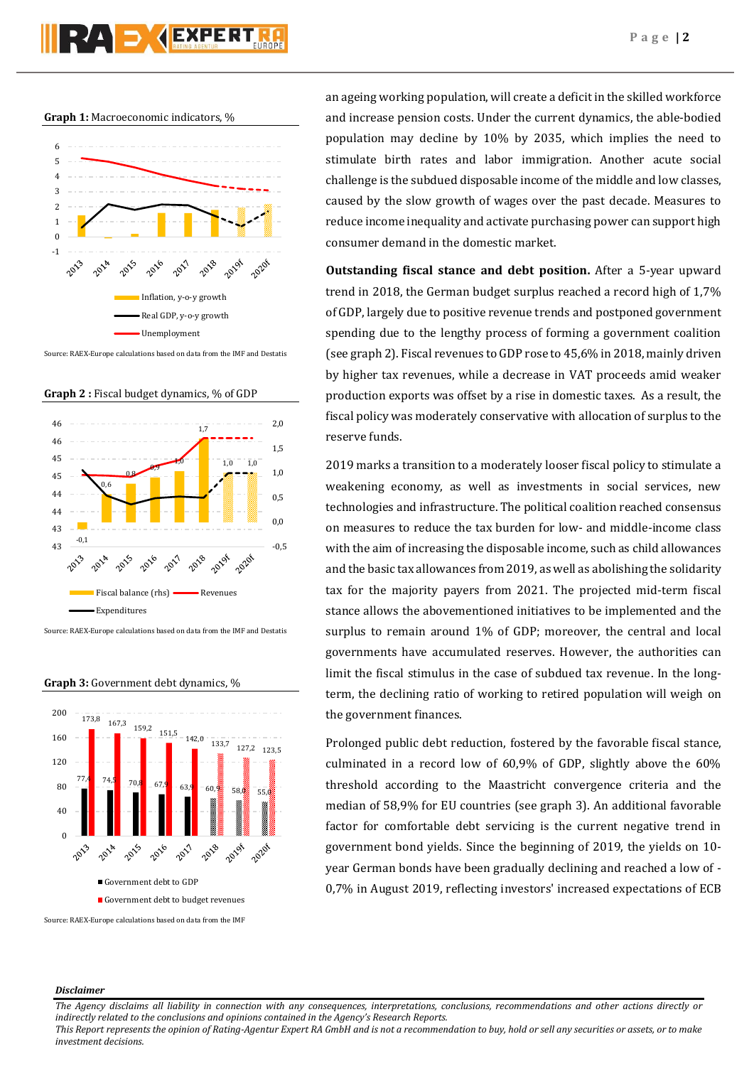**Graph 1:** Macroeconomic indicators, %

Source: RAEX-Europe calculations based on data from the IMF and Destatis

**Graph 2 :** Fiscal budget dynamics, % of GDP

Source: RAEX-Europe calculations based on data from the IMF and Destatis

**Graph 3:** Government debt dynamics, %

Source: RAEX-Europe calculations based on data from the IMF

an ageing working population, will create a deficit in the skilled workforce and increase pension costs. Under the current dynamics, the able-bodied population may decline by 10% by 2035, which implies the need to stimulate birth rates and labor immigration. Another acute social challenge is the subdued disposable income of the middle and low classes, caused by the slow growth of wages over the past decade. Measures to reduce income inequality and activate purchasing power can support high consumer demand in the domestic market.

**Outstanding fiscal stance and debt position.** After a 5-year upward trend in 2018, the German budget surplus reached a record high of 1,7% of GDP, largely due to positive revenue trends and postponed government spending due to the lengthy process of forming a government coalition (see graph 2). Fiscal revenues to GDP rose to 45,6% in 2018, mainly driven by higher tax revenues, while a decrease in VAT proceeds amid weaker production exports was offset by a rise in domestic taxes. As a result, the fiscal policy was moderately conservative with allocation of surplus to the reserve funds.

2019 marks a transition to a moderately looser fiscal policy to stimulate a weakening economy, as well as investments in social services, new technologies and infrastructure. The political coalition reached consensus on measures to reduce the tax burden for low- and middle-income class with the aim of increasing the disposable income, such as child allowances and the basic tax allowances from 2019, as well as abolishing the solidarity tax for the majority payers from 2021. The projected mid-term fiscal stance allows the abovementioned initiatives to be implemented and the surplus to remain around 1% of GDP; moreover, the central and local governments have accumulated reserves. However, the authorities can limit the fiscal stimulus in the case of subdued tax revenue. In the long-term, the declining ratio of working to retired population will weigh on the government finances.

Prolonged public debt reduction, fostered by the favorable fiscal stance, culminated in a record low of 60,9% of GDP, slightly above the 60% threshold according to the Maastricht convergence criteria and the median of 58,9% for EU countries (see graph 3). An additional favorable factor for comfortable debt servicing is the current negative trend in government bond yields. Since the beginning of 2019, the yields on 10-year German bonds have been gradually declining and reached a low of -0,7% in August 2019, reflecting investors' increased expectations of ECB

***Disclaimer***

*The Agency disclaims all liability in connection with any consequences, interpretations, conclusions, recommendations and other actions directly or indirectly related to the conclusions and opinions contained in the Agency's Research Reports.*
*This Report represents the opinion of Rating-Agentur Expert RA GmbH and is not a recommendation to buy, hold or sell any securities or assets, or to make investment decisions.*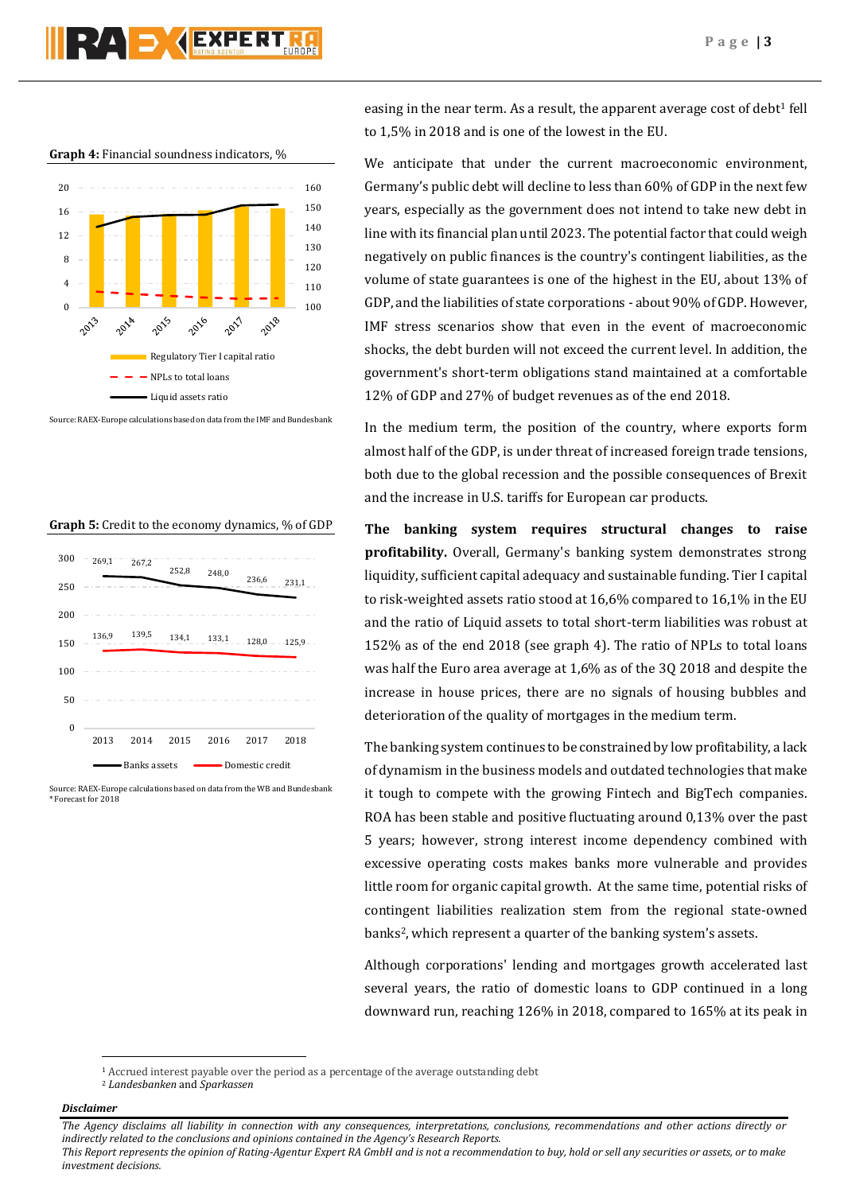**Graph 4:** Financial soundness indicators, %

Source: RAEX-Europe calculations based on data from the IMF and Bundesbank

**Graph 5:** Credit to the economy dynamics, % of GDP

| | 2013 | 2014 | 2015 | 2016 | 2017 | 2018 |
|---|---|---|---|---|---|---|
| Banks assets | 269,1 | 267,2 | 252,8 | 248,0 | 236,6 | 231,1 |
| Domestic credit | 136,9 | 139,5 | 134,1 | 133,1 | 128,0 | 125,9 |

Source: RAEX-Europe calculations based on data from the WB and Bundesbank
*Forecast for 2018

easing in the near term. As a result, the apparent average cost of debt[1] fell to 1,5% in 2018 and is one of the lowest in the EU.

We anticipate that under the current macroeconomic environment, Germany's public debt will decline to less than 60% of GDP in the next few years, especially as the government does not intend to take new debt in line with its financial plan until 2023. The potential factor that could weigh negatively on public finances is the country's contingent liabilities, as the volume of state guarantees is one of the highest in the EU, about 13% of GDP, and the liabilities of state corporations - about 90% of GDP. However, IMF stress scenarios show that even in the event of macroeconomic shocks, the debt burden will not exceed the current level. In addition, the government's short-term obligations stand maintained at a comfortable 12% of GDP and 27% of budget revenues as of the end 2018.

In the medium term, the position of the country, where exports form almost half of the GDP, is under threat of increased foreign trade tensions, both due to the global recession and the possible consequences of Brexit and the increase in U.S. tariffs for European car products.

**The banking system requires structural changes to raise profitability.** Overall, Germany's banking system demonstrates strong liquidity, sufficient capital adequacy and sustainable funding. Tier I capital to risk-weighted assets ratio stood at 16,6% compared to 16,1% in the EU and the ratio of Liquid assets to total short-term liabilities was robust at 152% as of the end 2018 (see graph 4). The ratio of NPLs to total loans was half the Euro area average at 1,6% as of the 3Q 2018 and despite the increase in house prices, there are no signals of housing bubbles and deterioration of the quality of mortgages in the medium term.

The banking system continues to be constrained by low profitability, a lack of dynamism in the business models and outdated technologies that make it tough to compete with the growing Fintech and BigTech companies. ROA has been stable and positive fluctuating around 0,13% over the past 5 years; however, strong interest income dependency combined with excessive operating costs makes banks more vulnerable and provides little room for organic capital growth. At the same time, potential risks of contingent liabilities realization stem from the regional state-owned banks[2], which represent a quarter of the banking system's assets.

Although corporations' lending and mortgages growth accelerated last several years, the ratio of domestic loans to GDP continued in a long downward run, reaching 126% in 2018, compared to 165% at its peak in

---

[1] Accrued interest payable over the period as a percentage of the average outstanding debt
[2] *Landesbanken* and *Sparkassen*

***Disclaimer***

*The Agency disclaims all liability in connection with any consequences, interpretations, conclusions, recommendations and other actions directly or indirectly related to the conclusions and opinions contained in the Agency's Research Reports.*
*This Report represents the opinion of Rating-Agentur Expert RA GmbH and is not a recommendation to buy, hold or sell any securities or assets, or to make investment decisions.*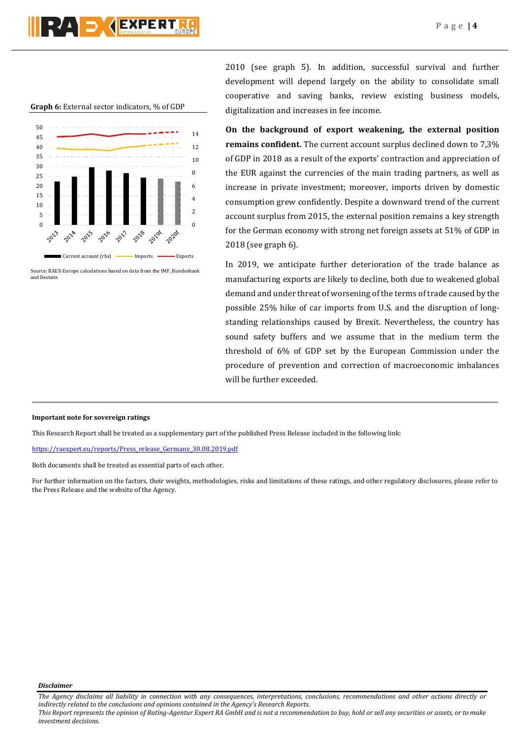**Graph 6:** External sector indicators, % of GDP

50
45
40
35
30
25
20
15
10
5
0

14
12
10
8
6
4
2
0

2013 2014 2015 2016 2017 2018 2019f 2020f

Current account (rhs) Imports Exports

Source: RAEX-Europe calculations based on data from the IMF, Bundesbank and Destatis

2010 (see graph 5). In addition, successful survival and further development will depend largely on the ability to consolidate small cooperative and saving banks, review existing business models, digitalization and increases in fee income.

**On the background of export weakening, the external position remains confident.** The current account surplus declined down to 7,3% of GDP in 2018 as a result of the exports' contraction and appreciation of the EUR against the currencies of the main trading partners, as well as increase in private investment; moreover, imports driven by domestic consumption grew confidently. Despite a downward trend of the current account surplus from 2015, the external position remains a key strength for the German economy with strong net foreign assets at 51% of GDP in 2018 (see graph 6).

In 2019, we anticipate further deterioration of the trade balance as manufacturing exports are likely to decline, both due to weakened global demand and under threat of worsening of the terms of trade caused by the possible 25% hike of car imports from U.S. and the disruption of long-standing relationships caused by Brexit. Nevertheless, the country has sound safety buffers and we assume that in the medium term the threshold of 6% of GDP set by the European Commission under the procedure of prevention and correction of macroeconomic imbalances will be further exceeded.

---

**Important note for sovereign ratings**

This Research Report shall be treated as a supplementary part of the published Press Release included in the following link:

https://raexpert.eu/reports/Press_release_Germany_30.08.2019.pdf

Both documents shall be treated as essential parts of each other.

For further information on the factors, their weights, methodologies, risks and limitations of these ratings, and other regulatory disclosures, please refer to the Press Release and the website of the Agency.

*Disclaimer*

*The Agency disclaims all liability in connection with any consequences, interpretations, conclusions, recommendations and other actions directly or indirectly related to the conclusions and opinions contained in the Agency's Research Reports.*
*This Report represents the opinion of Rating-Agentur Expert RA GmbH and is not a recommendation to buy, hold or sell any securities or assets, or to make investment decisions.*